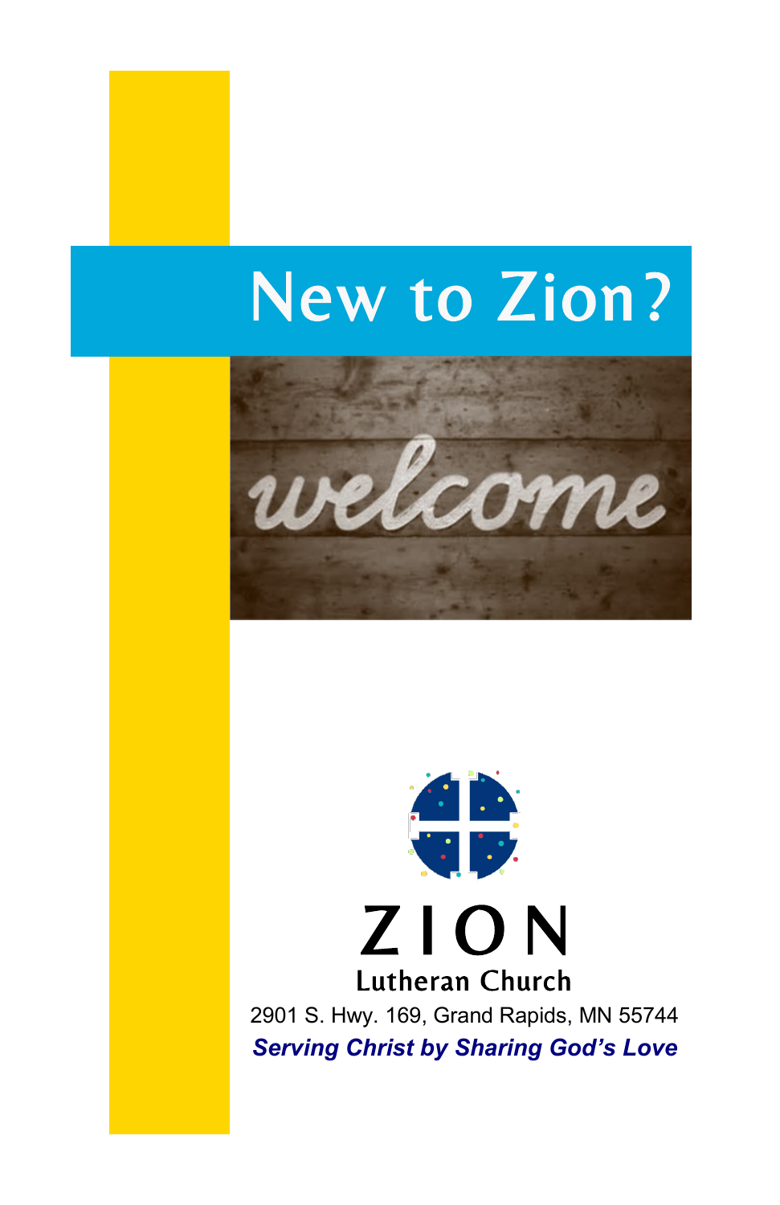# New to Zion?

welcome

ZION

Lutheran Church

2901 S. Hwy. 169, Grand Rapids, MN 55744

***Serving Christ by Sharing God's Love***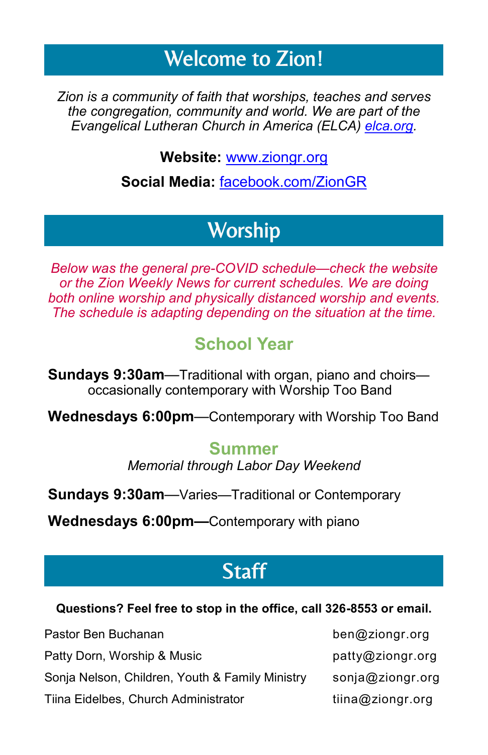# Welcome to Zion!

*Zion is a community of faith that worships, teaches and serves the congregation, community and world. We are part of the Evangelical Lutheran Church in America (ELCA) elca.org.*

**Website:** www.ziongr.org

**Social Media:** facebook.com/ZionGR

# Worship

*Below was the general pre-COVID schedule—check the website or the Zion Weekly News for current schedules. We are doing both online worship and physically distanced worship and events. The schedule is adapting depending on the situation at the time.*

## School Year

**Sundays 9:30am**—Traditional with organ, piano and choirs—occasionally contemporary with Worship Too Band

**Wednesdays 6:00pm**—Contemporary with Worship Too Band

## Summer

*Memorial through Labor Day Weekend*

**Sundays 9:30am**—Varies—Traditional or Contemporary

**Wednesdays 6:00pm—**Contemporary with piano

# Staff

**Questions? Feel free to stop in the office, call 326-8553 or email.**

| | |
|---|---|
| Pastor Ben Buchanan | ben@ziongr.org |
| Patty Dorn, Worship & Music | patty@ziongr.org |
| Sonja Nelson, Children, Youth & Family Ministry | sonja@ziongr.org |
| Tiina Eidelbes, Church Administrator | tiina@ziongr.org |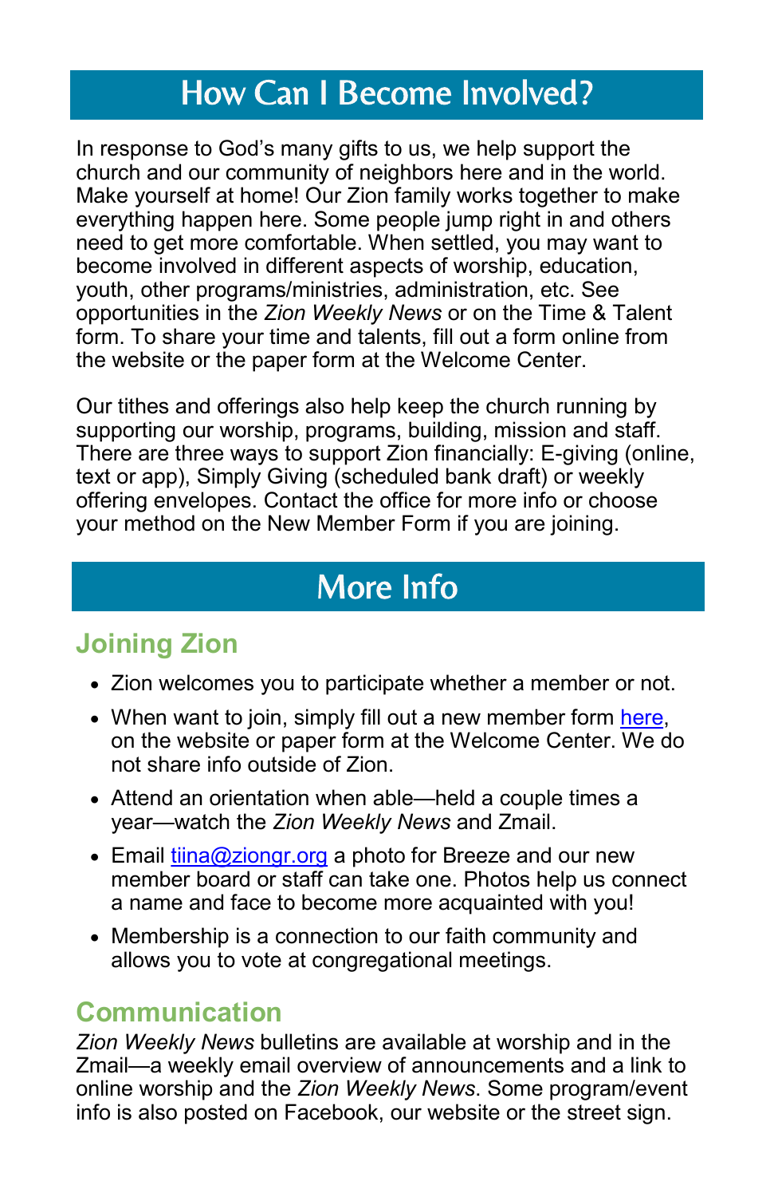# How Can I Become Involved?

In response to God's many gifts to us, we help support the church and our community of neighbors here and in the world. Make yourself at home! Our Zion family works together to make everything happen here. Some people jump right in and others need to get more comfortable. When settled, you may want to become involved in different aspects of worship, education, youth, other programs/ministries, administration, etc. See opportunities in the *Zion Weekly News* or on the Time & Talent form. To share your time and talents, fill out a form online from the website or the paper form at the Welcome Center.

Our tithes and offerings also help keep the church running by supporting our worship, programs, building, mission and staff. There are three ways to support Zion financially: E-giving (online, text or app), Simply Giving (scheduled bank draft) or weekly offering envelopes. Contact the office for more info or choose your method on the New Member Form if you are joining.

# More Info

## Joining Zion

- Zion welcomes you to participate whether a member or not.
- When want to join, simply fill out a new member form here, on the website or paper form at the Welcome Center. We do not share info outside of Zion.
- Attend an orientation when able—held a couple times a year—watch the *Zion Weekly News* and Zmail.
- Email tiina@ziongr.org a photo for Breeze and our new member board or staff can take one. Photos help us connect a name and face to become more acquainted with you!
- Membership is a connection to our faith community and allows you to vote at congregational meetings.

## Communication

*Zion Weekly News* bulletins are available at worship and in the Zmail—a weekly email overview of announcements and a link to online worship and the *Zion Weekly News*. Some program/event info is also posted on Facebook, our website or the street sign.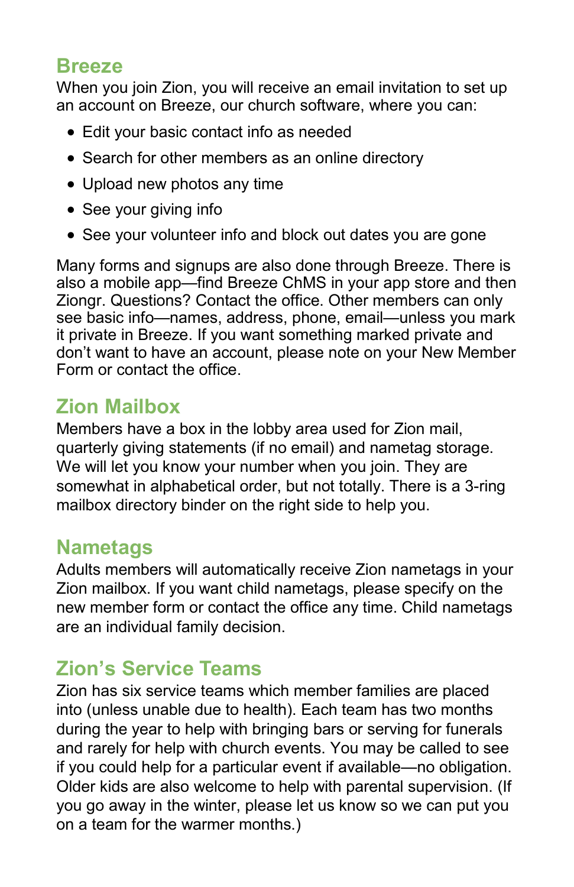## Breeze

When you join Zion, you will receive an email invitation to set up an account on Breeze, our church software, where you can:

- Edit your basic contact info as needed
- Search for other members as an online directory
- Upload new photos any time
- See your giving info
- See your volunteer info and block out dates you are gone

Many forms and signups are also done through Breeze. There is also a mobile app—find Breeze ChMS in your app store and then Ziongr. Questions? Contact the office. Other members can only see basic info—names, address, phone, email—unless you mark it private in Breeze. If you want something marked private and don't want to have an account, please note on your New Member Form or contact the office.

## Zion Mailbox

Members have a box in the lobby area used for Zion mail, quarterly giving statements (if no email) and nametag storage. We will let you know your number when you join. They are somewhat in alphabetical order, but not totally. There is a 3-ring mailbox directory binder on the right side to help you.

## Nametags

Adults members will automatically receive Zion nametags in your Zion mailbox. If you want child nametags, please specify on the new member form or contact the office any time. Child nametags are an individual family decision.

## Zion's Service Teams

Zion has six service teams which member families are placed into (unless unable due to health). Each team has two months during the year to help with bringing bars or serving for funerals and rarely for help with church events. You may be called to see if you could help for a particular event if available—no obligation. Older kids are also welcome to help with parental supervision. (If you go away in the winter, please let us know so we can put you on a team for the warmer months.)